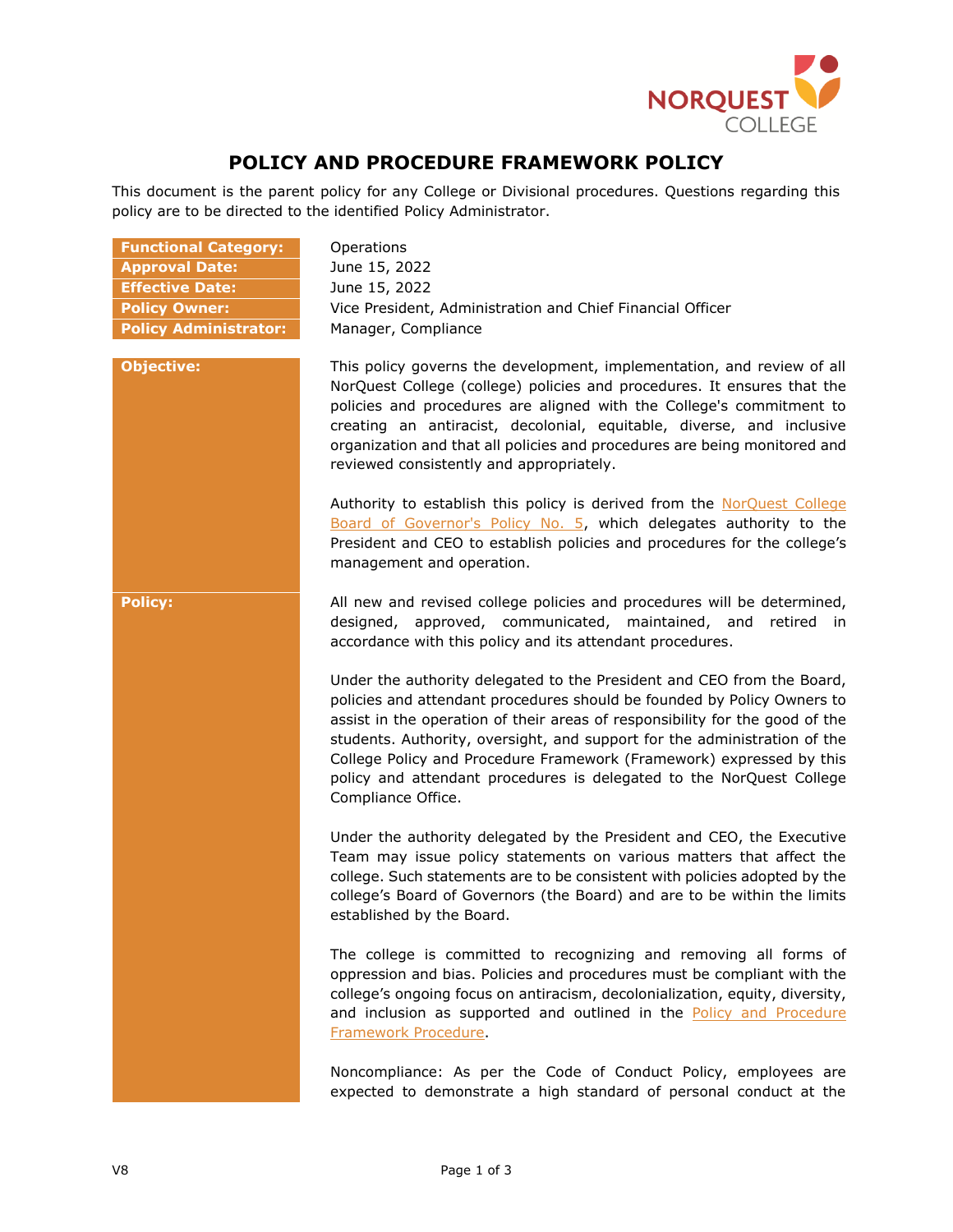# POLICY AND PROCEDURE FRAMEWORK POLICY

This document is the parent policy for any College or Divisional procedures. Questions regarding this policy are to be directed to the identified Policy Administrator.

| | |
|---|---|
| **Functional Category:** | Operations |
| **Approval Date:** | June 15, 2022 |
| **Effective Date:** | June 15, 2022 |
| **Policy Owner:** | Vice President, Administration and Chief Financial Officer |
| **Policy Administrator:** | Manager, Compliance |

**Objective:**

This policy governs the development, implementation, and review of all NorQuest College (college) policies and procedures. It ensures that the policies and procedures are aligned with the College's commitment to creating an antiracist, decolonial, equitable, diverse, and inclusive organization and that all policies and procedures are being monitored and reviewed consistently and appropriately.

Authority to establish this policy is derived from the NorQuest College Board of Governor's Policy No. 5, which delegates authority to the President and CEO to establish policies and procedures for the college's management and operation.

**Policy:**

All new and revised college policies and procedures will be determined, designed, approved, communicated, maintained, and retired in accordance with this policy and its attendant procedures.

Under the authority delegated to the President and CEO from the Board, policies and attendant procedures should be founded by Policy Owners to assist in the operation of their areas of responsibility for the good of the students. Authority, oversight, and support for the administration of the College Policy and Procedure Framework (Framework) expressed by this policy and attendant procedures is delegated to the NorQuest College Compliance Office.

Under the authority delegated by the President and CEO, the Executive Team may issue policy statements on various matters that affect the college. Such statements are to be consistent with policies adopted by the college's Board of Governors (the Board) and are to be within the limits established by the Board.

The college is committed to recognizing and removing all forms of oppression and bias. Policies and procedures must be compliant with the college's ongoing focus on antiracism, decolonialization, equity, diversity, and inclusion as supported and outlined in the Policy and Procedure Framework Procedure.

Noncompliance: As per the Code of Conduct Policy, employees are expected to demonstrate a high standard of personal conduct at the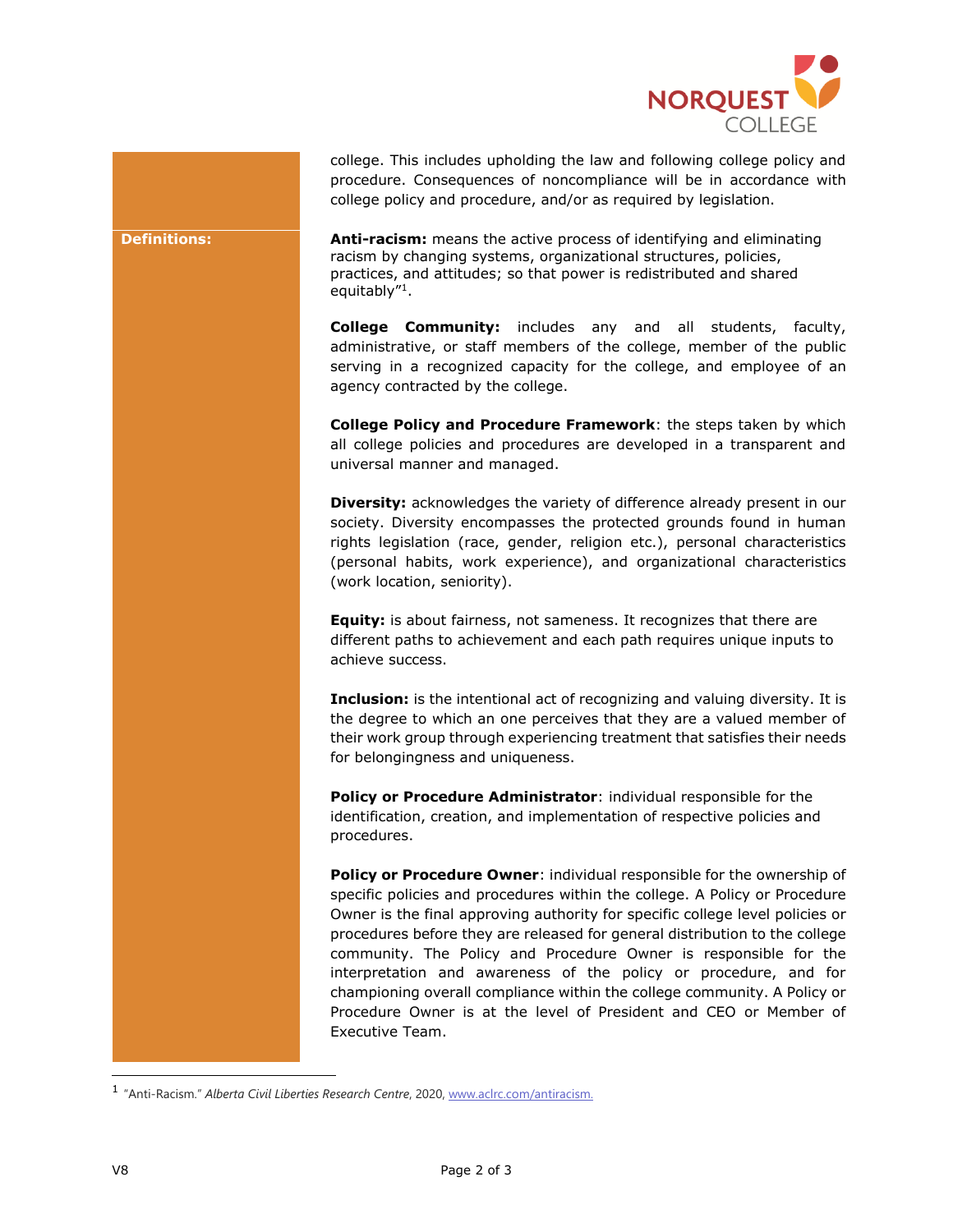college. This includes upholding the law and following college policy and procedure. Consequences of noncompliance will be in accordance with college policy and procedure, and/or as required by legislation.

## Definitions:

**Anti-racism:** means the active process of identifying and eliminating racism by changing systems, organizational structures, policies, practices, and attitudes; so that power is redistributed and shared equitably"[1].

**College Community:** includes any and all students, faculty, administrative, or staff members of the college, member of the public serving in a recognized capacity for the college, and employee of an agency contracted by the college.

**College Policy and Procedure Framework**: the steps taken by which all college policies and procedures are developed in a transparent and universal manner and managed.

**Diversity:** acknowledges the variety of difference already present in our society. Diversity encompasses the protected grounds found in human rights legislation (race, gender, religion etc.), personal characteristics (personal habits, work experience), and organizational characteristics (work location, seniority).

**Equity:** is about fairness, not sameness. It recognizes that there are different paths to achievement and each path requires unique inputs to achieve success.

**Inclusion:** is the intentional act of recognizing and valuing diversity. It is the degree to which an one perceives that they are a valued member of their work group through experiencing treatment that satisfies their needs for belongingness and uniqueness.

**Policy or Procedure Administrator**: individual responsible for the identification, creation, and implementation of respective policies and procedures.

**Policy or Procedure Owner**: individual responsible for the ownership of specific policies and procedures within the college. A Policy or Procedure Owner is the final approving authority for specific college level policies or procedures before they are released for general distribution to the college community. The Policy and Procedure Owner is responsible for the interpretation and awareness of the policy or procedure, and for championing overall compliance within the college community. A Policy or Procedure Owner is at the level of President and CEO or Member of Executive Team.

---

[1] "Anti-Racism." *Alberta Civil Liberties Research Centre*, 2020, www.aclrc.com/antiracism.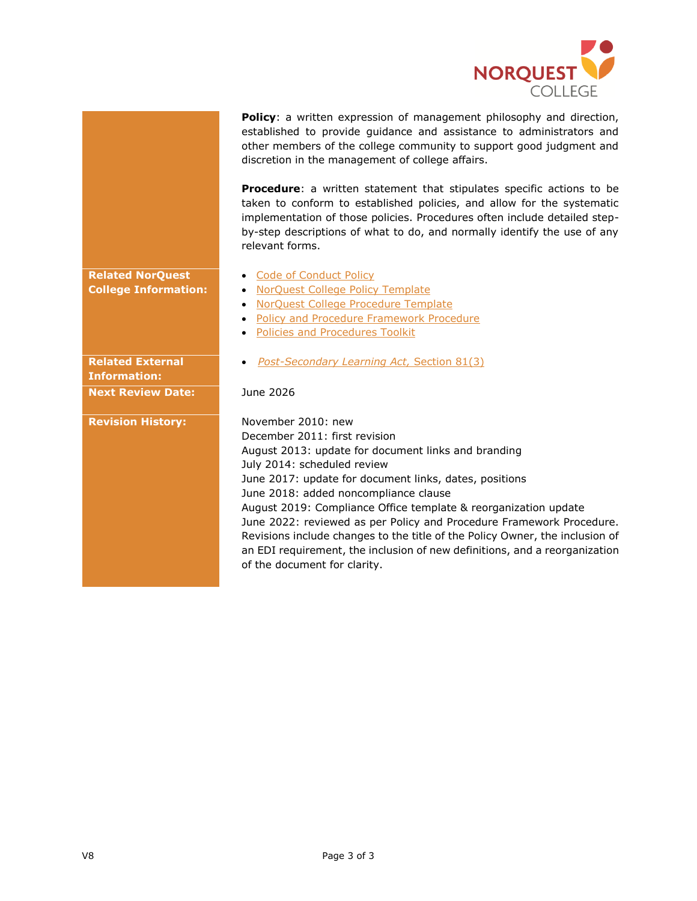| | |
|---|---|
| | **Policy**: a written expression of management philosophy and direction, established to provide guidance and assistance to administrators and other members of the college community to support good judgment and discretion in the management of college affairs.<br><br>**Procedure**: a written statement that stipulates specific actions to be taken to conform to established policies, and allow for the systematic implementation of those policies. Procedures often include detailed step-by-step descriptions of what to do, and normally identify the use of any relevant forms. |
| **Related NorQuest College Information:** | • Code of Conduct Policy<br>• NorQuest College Policy Template<br>• NorQuest College Procedure Template<br>• Policy and Procedure Framework Procedure<br>• Policies and Procedures Toolkit |
| **Related External Information:** | • *Post-Secondary Learning Act,* Section 81(3) |
| **Next Review Date:** | June 2026 |
| **Revision History:** | November 2010: new<br>December 2011: first revision<br>August 2013: update for document links and branding<br>July 2014: scheduled review<br>June 2017: update for document links, dates, positions<br>June 2018: added noncompliance clause<br>August 2019: Compliance Office template & reorganization update<br>June 2022: reviewed as per Policy and Procedure Framework Procedure. Revisions include changes to the title of the Policy Owner, the inclusion of an EDI requirement, the inclusion of new definitions, and a reorganization of the document for clarity. |

V8